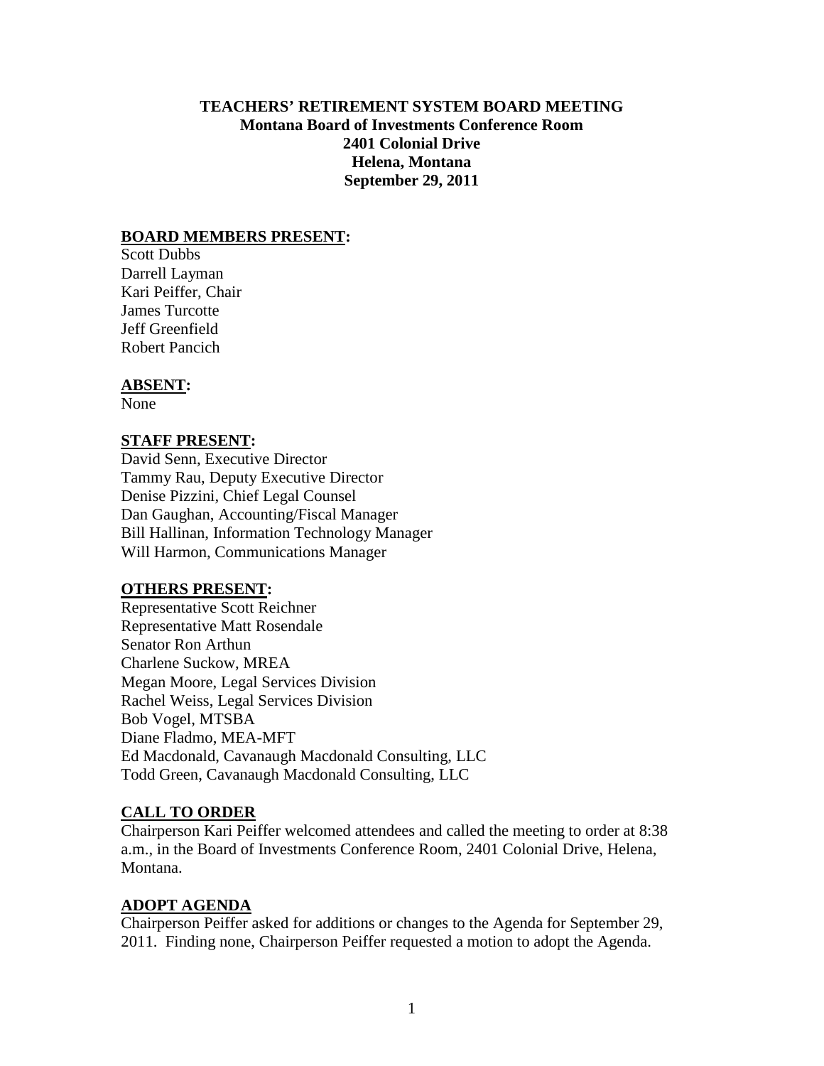# TEACHERS' RETIREMENT SYSTEM BOARD MEETING

**Montana Board of Investments Conference Room**
**2401 Colonial Drive**
**Helena, Montana**
**September 29, 2011**

## BOARD MEMBERS PRESENT:

Scott Dubbs
Darrell Layman
Kari Peiffer, Chair
James Turcotte
Jeff Greenfield
Robert Pancich

## ABSENT:

None

## STAFF PRESENT:

David Senn, Executive Director
Tammy Rau, Deputy Executive Director
Denise Pizzini, Chief Legal Counsel
Dan Gaughan, Accounting/Fiscal Manager
Bill Hallinan, Information Technology Manager
Will Harmon, Communications Manager

## OTHERS PRESENT:

Representative Scott Reichner
Representative Matt Rosendale
Senator Ron Arthun
Charlene Suckow, MREA
Megan Moore, Legal Services Division
Rachel Weiss, Legal Services Division
Bob Vogel, MTSBA
Diane Fladmo, MEA-MFT
Ed Macdonald, Cavanaugh Macdonald Consulting, LLC
Todd Green, Cavanaugh Macdonald Consulting, LLC

## CALL TO ORDER

Chairperson Kari Peiffer welcomed attendees and called the meeting to order at 8:38 a.m., in the Board of Investments Conference Room, 2401 Colonial Drive, Helena, Montana.

## ADOPT AGENDA

Chairperson Peiffer asked for additions or changes to the Agenda for September 29, 2011. Finding none, Chairperson Peiffer requested a motion to adopt the Agenda.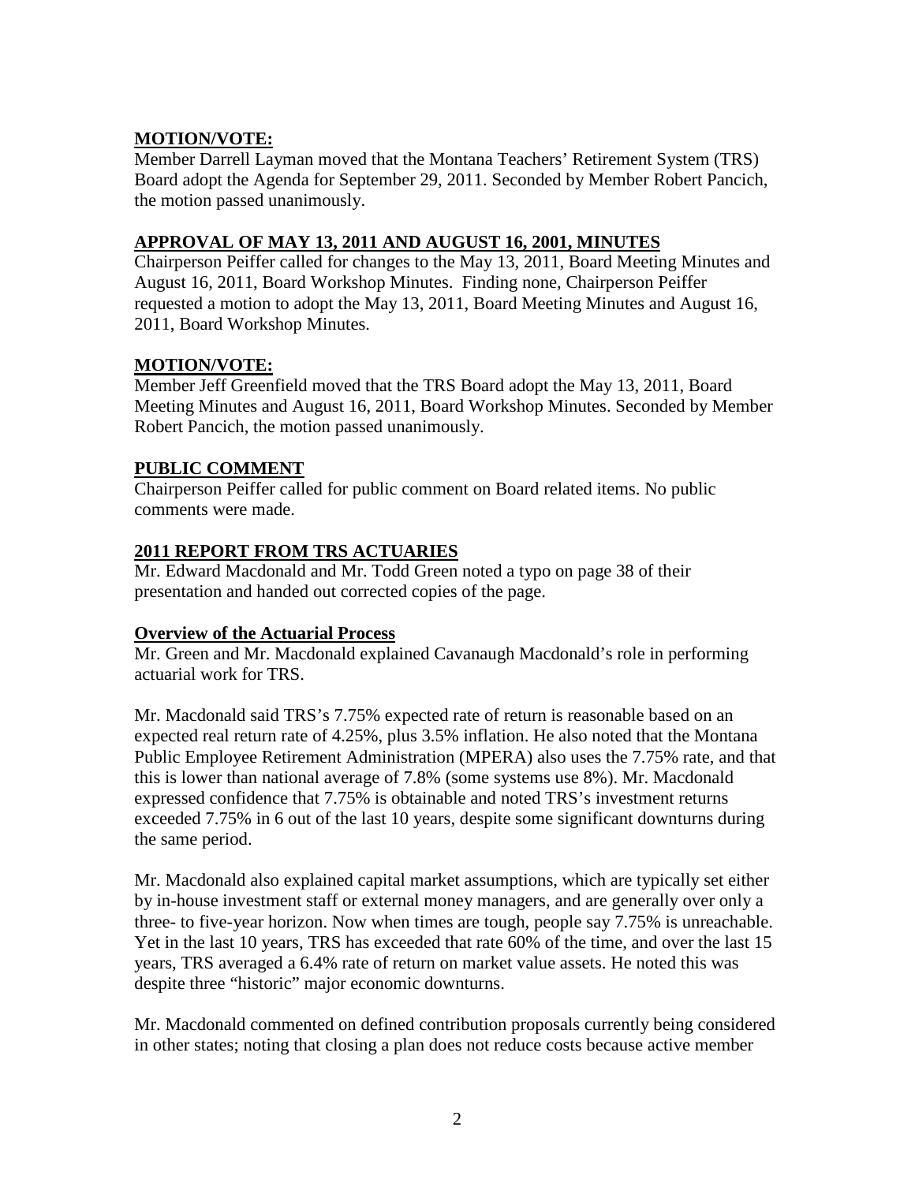## MOTION/VOTE:

Member Darrell Layman moved that the Montana Teachers' Retirement System (TRS) Board adopt the Agenda for September 29, 2011. Seconded by Member Robert Pancich, the motion passed unanimously.

## APPROVAL OF MAY 13, 2011 AND AUGUST 16, 2001, MINUTES

Chairperson Peiffer called for changes to the May 13, 2011, Board Meeting Minutes and August 16, 2011, Board Workshop Minutes. Finding none, Chairperson Peiffer requested a motion to adopt the May 13, 2011, Board Meeting Minutes and August 16, 2011, Board Workshop Minutes.

## MOTION/VOTE:

Member Jeff Greenfield moved that the TRS Board adopt the May 13, 2011, Board Meeting Minutes and August 16, 2011, Board Workshop Minutes. Seconded by Member Robert Pancich, the motion passed unanimously.

## PUBLIC COMMENT

Chairperson Peiffer called for public comment on Board related items. No public comments were made.

## 2011 REPORT FROM TRS ACTUARIES

Mr. Edward Macdonald and Mr. Todd Green noted a typo on page 38 of their presentation and handed out corrected copies of the page.

### Overview of the Actuarial Process

Mr. Green and Mr. Macdonald explained Cavanaugh Macdonald's role in performing actuarial work for TRS.

Mr. Macdonald said TRS's 7.75% expected rate of return is reasonable based on an expected real return rate of 4.25%, plus 3.5% inflation. He also noted that the Montana Public Employee Retirement Administration (MPERA) also uses the 7.75% rate, and that this is lower than national average of 7.8% (some systems use 8%). Mr. Macdonald expressed confidence that 7.75% is obtainable and noted TRS's investment returns exceeded 7.75% in 6 out of the last 10 years, despite some significant downturns during the same period.

Mr. Macdonald also explained capital market assumptions, which are typically set either by in-house investment staff or external money managers, and are generally over only a three- to five-year horizon. Now when times are tough, people say 7.75% is unreachable. Yet in the last 10 years, TRS has exceeded that rate 60% of the time, and over the last 15 years, TRS averaged a 6.4% rate of return on market value assets. He noted this was despite three "historic" major economic downturns.

Mr. Macdonald commented on defined contribution proposals currently being considered in other states; noting that closing a plan does not reduce costs because active member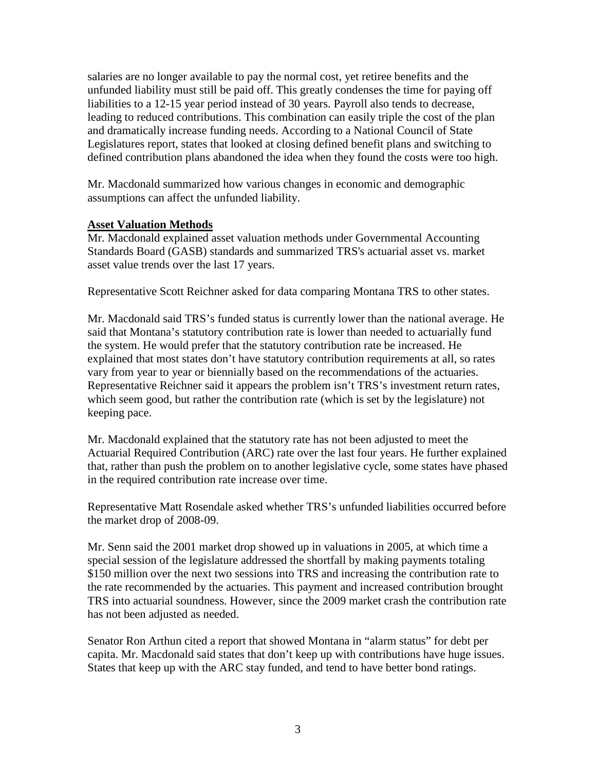salaries are no longer available to pay the normal cost, yet retiree benefits and the unfunded liability must still be paid off. This greatly condenses the time for paying off liabilities to a 12-15 year period instead of 30 years. Payroll also tends to decrease, leading to reduced contributions. This combination can easily triple the cost of the plan and dramatically increase funding needs. According to a National Council of State Legislatures report, states that looked at closing defined benefit plans and switching to defined contribution plans abandoned the idea when they found the costs were too high.

Mr. Macdonald summarized how various changes in economic and demographic assumptions can affect the unfunded liability.

**Asset Valuation Methods**

Mr. Macdonald explained asset valuation methods under Governmental Accounting Standards Board (GASB) standards and summarized TRS's actuarial asset vs. market asset value trends over the last 17 years.

Representative Scott Reichner asked for data comparing Montana TRS to other states.

Mr. Macdonald said TRS's funded status is currently lower than the national average. He said that Montana's statutory contribution rate is lower than needed to actuarially fund the system. He would prefer that the statutory contribution rate be increased. He explained that most states don't have statutory contribution requirements at all, so rates vary from year to year or biennially based on the recommendations of the actuaries. Representative Reichner said it appears the problem isn't TRS's investment return rates, which seem good, but rather the contribution rate (which is set by the legislature) not keeping pace.

Mr. Macdonald explained that the statutory rate has not been adjusted to meet the Actuarial Required Contribution (ARC) rate over the last four years. He further explained that, rather than push the problem on to another legislative cycle, some states have phased in the required contribution rate increase over time.

Representative Matt Rosendale asked whether TRS's unfunded liabilities occurred before the market drop of 2008-09.

Mr. Senn said the 2001 market drop showed up in valuations in 2005, at which time a special session of the legislature addressed the shortfall by making payments totaling $150 million over the next two sessions into TRS and increasing the contribution rate to the rate recommended by the actuaries. This payment and increased contribution brought TRS into actuarial soundness. However, since the 2009 market crash the contribution rate has not been adjusted as needed.

Senator Ron Arthun cited a report that showed Montana in "alarm status" for debt per capita. Mr. Macdonald said states that don't keep up with contributions have huge issues. States that keep up with the ARC stay funded, and tend to have better bond ratings.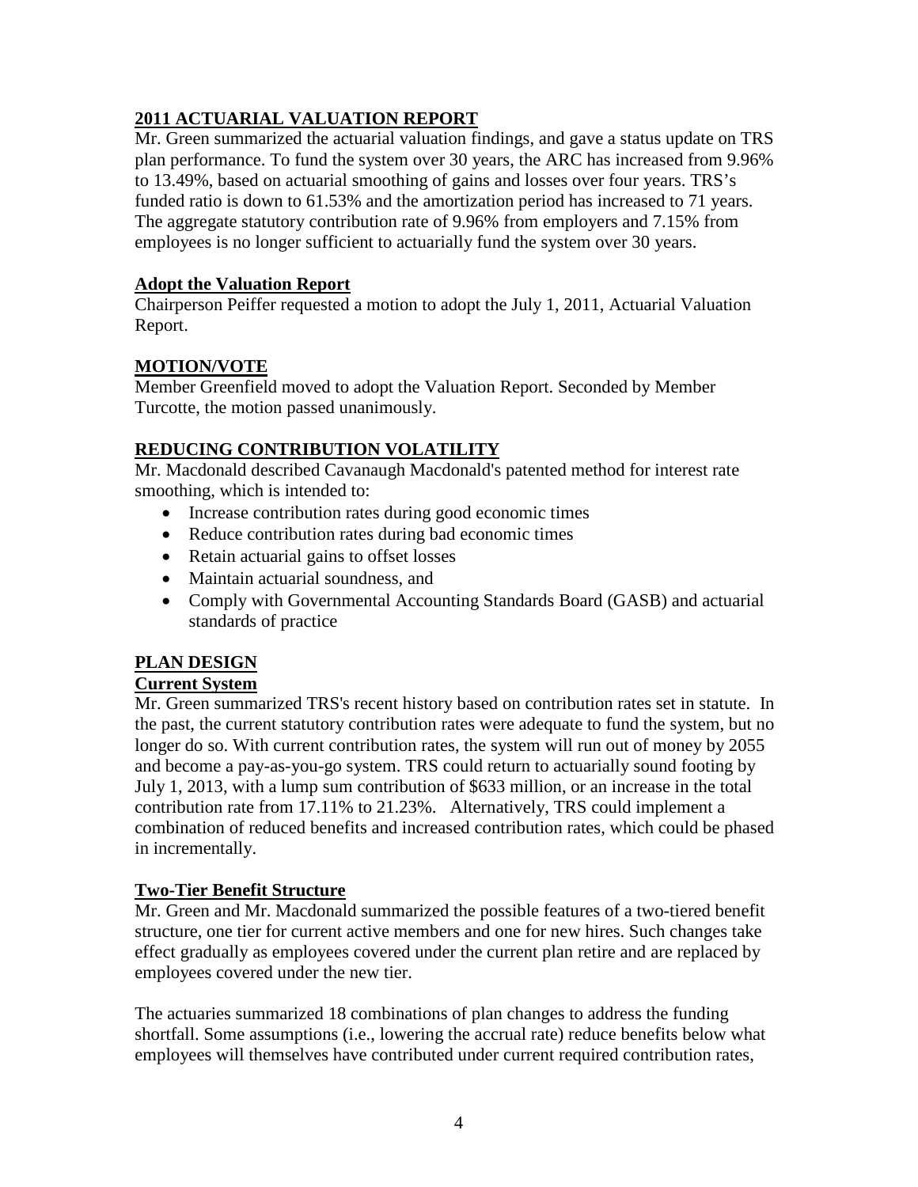## 2011 ACTUARIAL VALUATION REPORT

Mr. Green summarized the actuarial valuation findings, and gave a status update on TRS plan performance. To fund the system over 30 years, the ARC has increased from 9.96% to 13.49%, based on actuarial smoothing of gains and losses over four years. TRS's funded ratio is down to 61.53% and the amortization period has increased to 71 years. The aggregate statutory contribution rate of 9.96% from employers and 7.15% from employees is no longer sufficient to actuarially fund the system over 30 years.

### Adopt the Valuation Report

Chairperson Peiffer requested a motion to adopt the July 1, 2011, Actuarial Valuation Report.

## MOTION/VOTE

Member Greenfield moved to adopt the Valuation Report. Seconded by Member Turcotte, the motion passed unanimously.

## REDUCING CONTRIBUTION VOLATILITY

Mr. Macdonald described Cavanaugh Macdonald's patented method for interest rate smoothing, which is intended to:

- Increase contribution rates during good economic times
- Reduce contribution rates during bad economic times
- Retain actuarial gains to offset losses
- Maintain actuarial soundness, and
- Comply with Governmental Accounting Standards Board (GASB) and actuarial standards of practice

## PLAN DESIGN

### Current System

Mr. Green summarized TRS's recent history based on contribution rates set in statute. In the past, the current statutory contribution rates were adequate to fund the system, but no longer do so. With current contribution rates, the system will run out of money by 2055 and become a pay-as-you-go system. TRS could return to actuarially sound footing by July 1, 2013, with a lump sum contribution of $633 million, or an increase in the total contribution rate from 17.11% to 21.23%. Alternatively, TRS could implement a combination of reduced benefits and increased contribution rates, which could be phased in incrementally.

### Two-Tier Benefit Structure

Mr. Green and Mr. Macdonald summarized the possible features of a two-tiered benefit structure, one tier for current active members and one for new hires. Such changes take effect gradually as employees covered under the current plan retire and are replaced by employees covered under the new tier.

The actuaries summarized 18 combinations of plan changes to address the funding shortfall. Some assumptions (i.e., lowering the accrual rate) reduce benefits below what employees will themselves have contributed under current required contribution rates,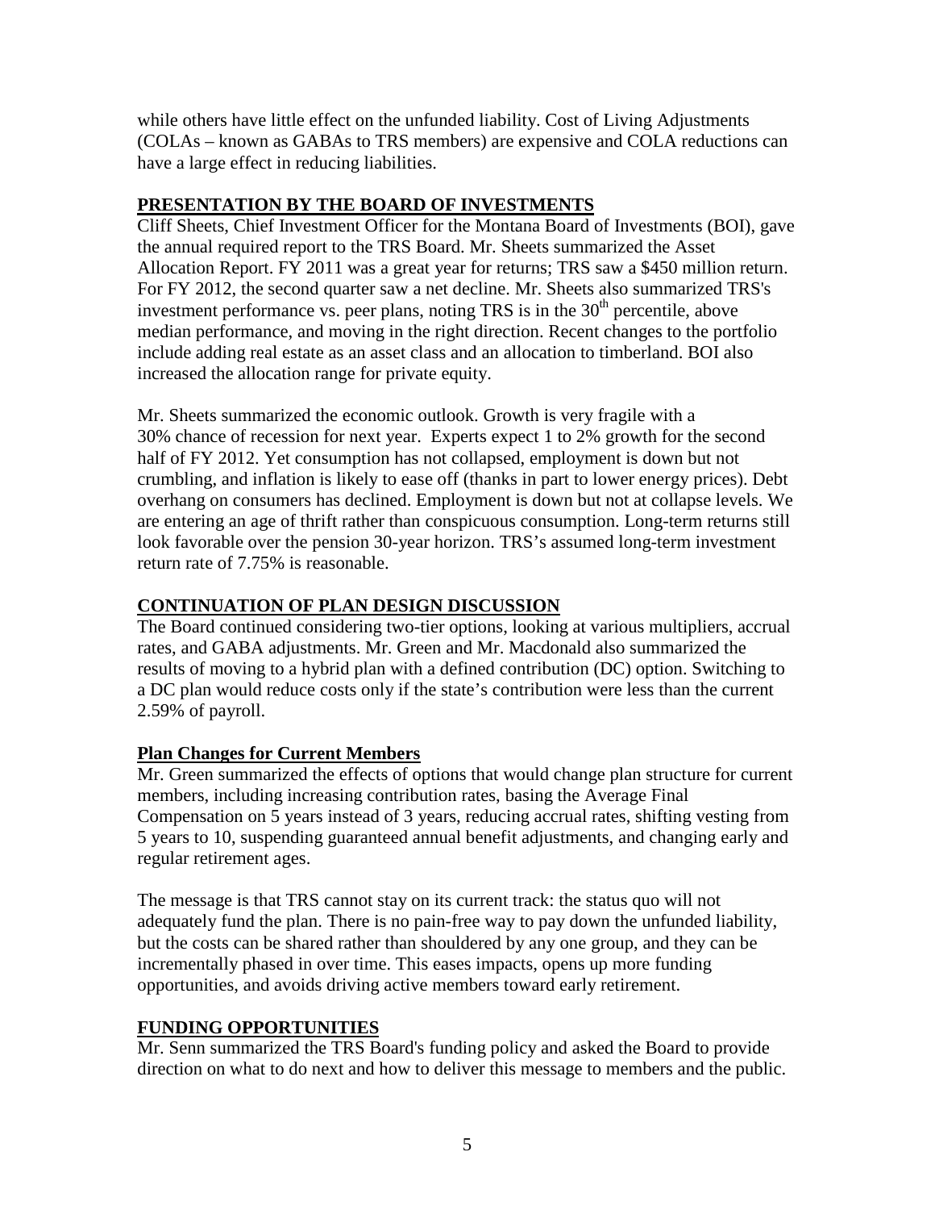while others have little effect on the unfunded liability. Cost of Living Adjustments (COLAs – known as GABAs to TRS members) are expensive and COLA reductions can have a large effect in reducing liabilities.

## PRESENTATION BY THE BOARD OF INVESTMENTS

Cliff Sheets, Chief Investment Officer for the Montana Board of Investments (BOI), gave the annual required report to the TRS Board. Mr. Sheets summarized the Asset Allocation Report. FY 2011 was a great year for returns; TRS saw a $450 million return. For FY 2012, the second quarter saw a net decline. Mr. Sheets also summarized TRS's investment performance vs. peer plans, noting TRS is in the 30th percentile, above median performance, and moving in the right direction. Recent changes to the portfolio include adding real estate as an asset class and an allocation to timberland. BOI also increased the allocation range for private equity.

Mr. Sheets summarized the economic outlook. Growth is very fragile with a 30% chance of recession for next year. Experts expect 1 to 2% growth for the second half of FY 2012. Yet consumption has not collapsed, employment is down but not crumbling, and inflation is likely to ease off (thanks in part to lower energy prices). Debt overhang on consumers has declined. Employment is down but not at collapse levels. We are entering an age of thrift rather than conspicuous consumption. Long-term returns still look favorable over the pension 30-year horizon. TRS's assumed long-term investment return rate of 7.75% is reasonable.

## CONTINUATION OF PLAN DESIGN DISCUSSION

The Board continued considering two-tier options, looking at various multipliers, accrual rates, and GABA adjustments. Mr. Green and Mr. Macdonald also summarized the results of moving to a hybrid plan with a defined contribution (DC) option. Switching to a DC plan would reduce costs only if the state's contribution were less than the current 2.59% of payroll.

### Plan Changes for Current Members

Mr. Green summarized the effects of options that would change plan structure for current members, including increasing contribution rates, basing the Average Final Compensation on 5 years instead of 3 years, reducing accrual rates, shifting vesting from 5 years to 10, suspending guaranteed annual benefit adjustments, and changing early and regular retirement ages.

The message is that TRS cannot stay on its current track: the status quo will not adequately fund the plan. There is no pain-free way to pay down the unfunded liability, but the costs can be shared rather than shouldered by any one group, and they can be incrementally phased in over time. This eases impacts, opens up more funding opportunities, and avoids driving active members toward early retirement.

## FUNDING OPPORTUNITIES

Mr. Senn summarized the TRS Board's funding policy and asked the Board to provide direction on what to do next and how to deliver this message to members and the public.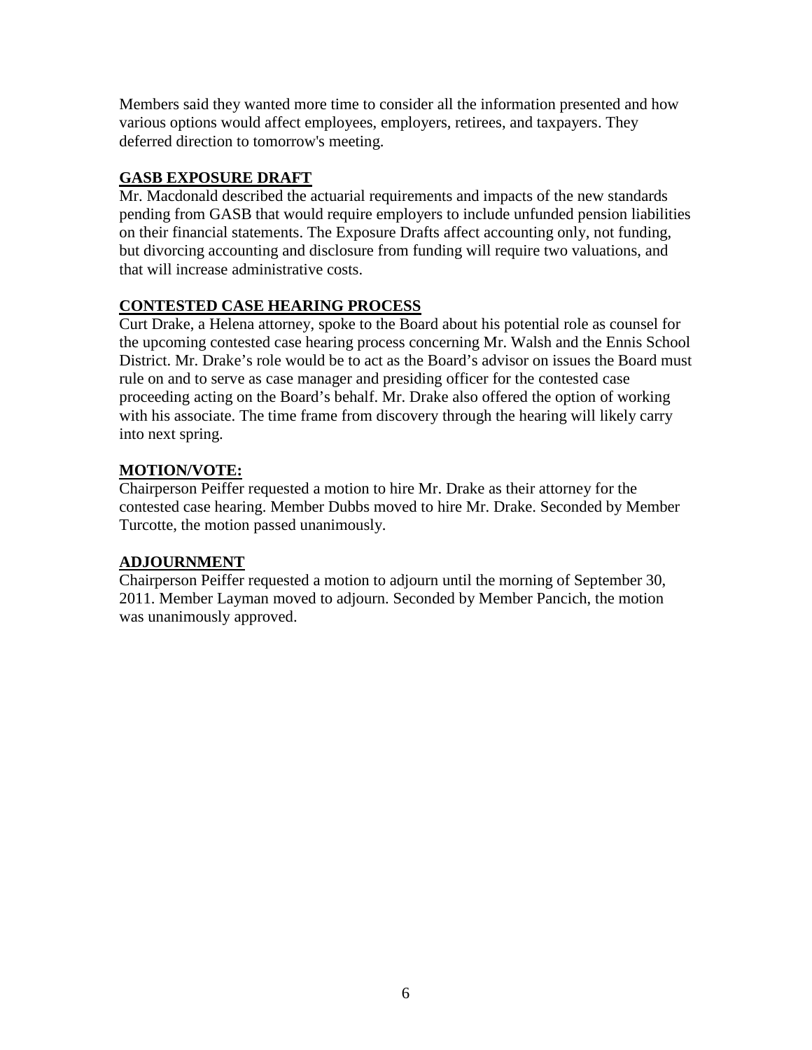Members said they wanted more time to consider all the information presented and how various options would affect employees, employers, retirees, and taxpayers. They deferred direction to tomorrow's meeting.

## GASB EXPOSURE DRAFT

Mr. Macdonald described the actuarial requirements and impacts of the new standards pending from GASB that would require employers to include unfunded pension liabilities on their financial statements. The Exposure Drafts affect accounting only, not funding, but divorcing accounting and disclosure from funding will require two valuations, and that will increase administrative costs.

## CONTESTED CASE HEARING PROCESS

Curt Drake, a Helena attorney, spoke to the Board about his potential role as counsel for the upcoming contested case hearing process concerning Mr. Walsh and the Ennis School District. Mr. Drake's role would be to act as the Board's advisor on issues the Board must rule on and to serve as case manager and presiding officer for the contested case proceeding acting on the Board's behalf. Mr. Drake also offered the option of working with his associate. The time frame from discovery through the hearing will likely carry into next spring.

## MOTION/VOTE:

Chairperson Peiffer requested a motion to hire Mr. Drake as their attorney for the contested case hearing. Member Dubbs moved to hire Mr. Drake. Seconded by Member Turcotte, the motion passed unanimously.

## ADJOURNMENT

Chairperson Peiffer requested a motion to adjourn until the morning of September 30, 2011. Member Layman moved to adjourn. Seconded by Member Pancich, the motion was unanimously approved.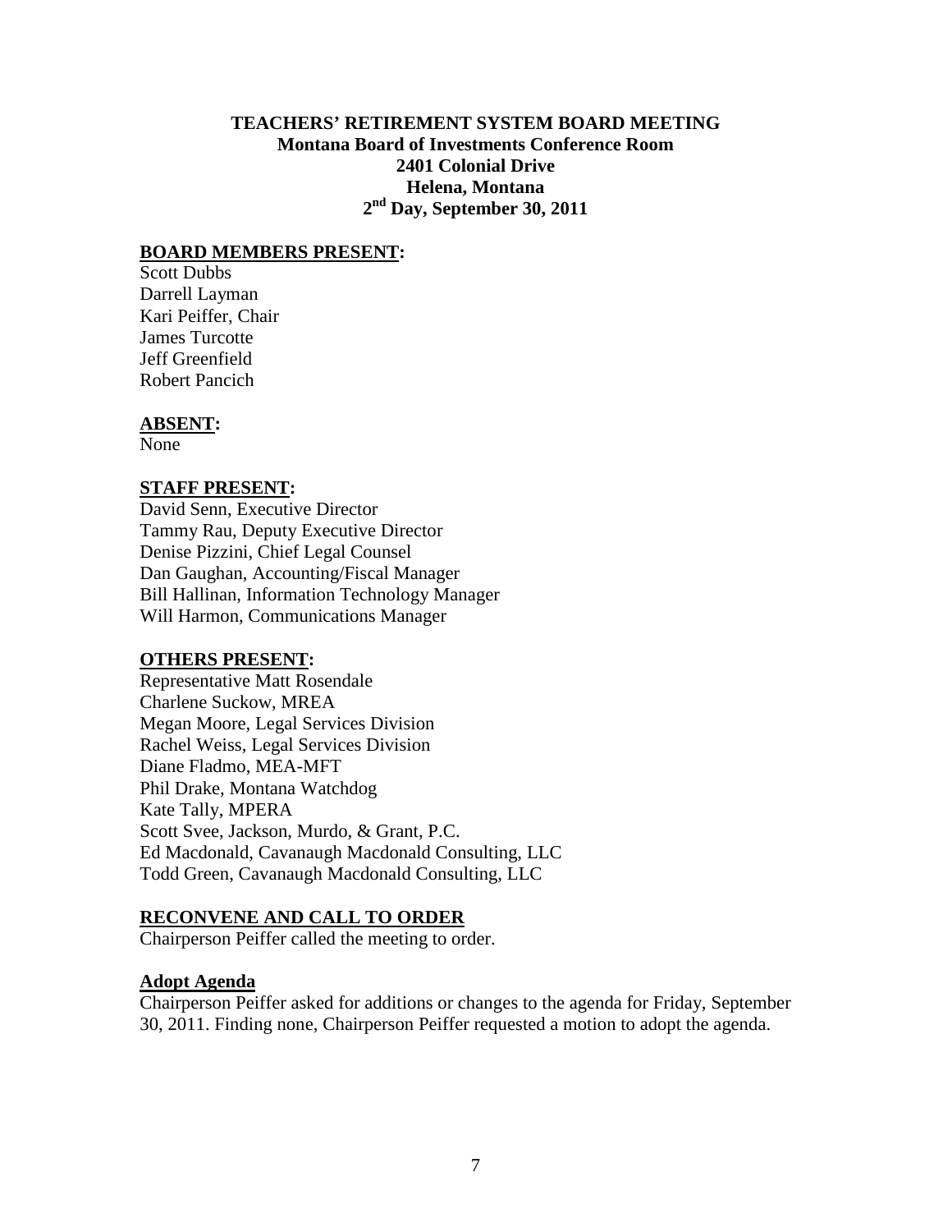**TEACHERS' RETIREMENT SYSTEM BOARD MEETING**
**Montana Board of Investments Conference Room**
**2401 Colonial Drive**
**Helena, Montana**
**2nd Day, September 30, 2011**

**BOARD MEMBERS PRESENT:**

Scott Dubbs
Darrell Layman
Kari Peiffer, Chair
James Turcotte
Jeff Greenfield
Robert Pancich

**ABSENT:**

None

**STAFF PRESENT:**

David Senn, Executive Director
Tammy Rau, Deputy Executive Director
Denise Pizzini, Chief Legal Counsel
Dan Gaughan, Accounting/Fiscal Manager
Bill Hallinan, Information Technology Manager
Will Harmon, Communications Manager

**OTHERS PRESENT:**

Representative Matt Rosendale
Charlene Suckow, MREA
Megan Moore, Legal Services Division
Rachel Weiss, Legal Services Division
Diane Fladmo, MEA-MFT
Phil Drake, Montana Watchdog
Kate Tally, MPERA
Scott Svee, Jackson, Murdo, & Grant, P.C.
Ed Macdonald, Cavanaugh Macdonald Consulting, LLC
Todd Green, Cavanaugh Macdonald Consulting, LLC

**RECONVENE AND CALL TO ORDER**

Chairperson Peiffer called the meeting to order.

**Adopt Agenda**

Chairperson Peiffer asked for additions or changes to the agenda for Friday, September 30, 2011. Finding none, Chairperson Peiffer requested a motion to adopt the agenda.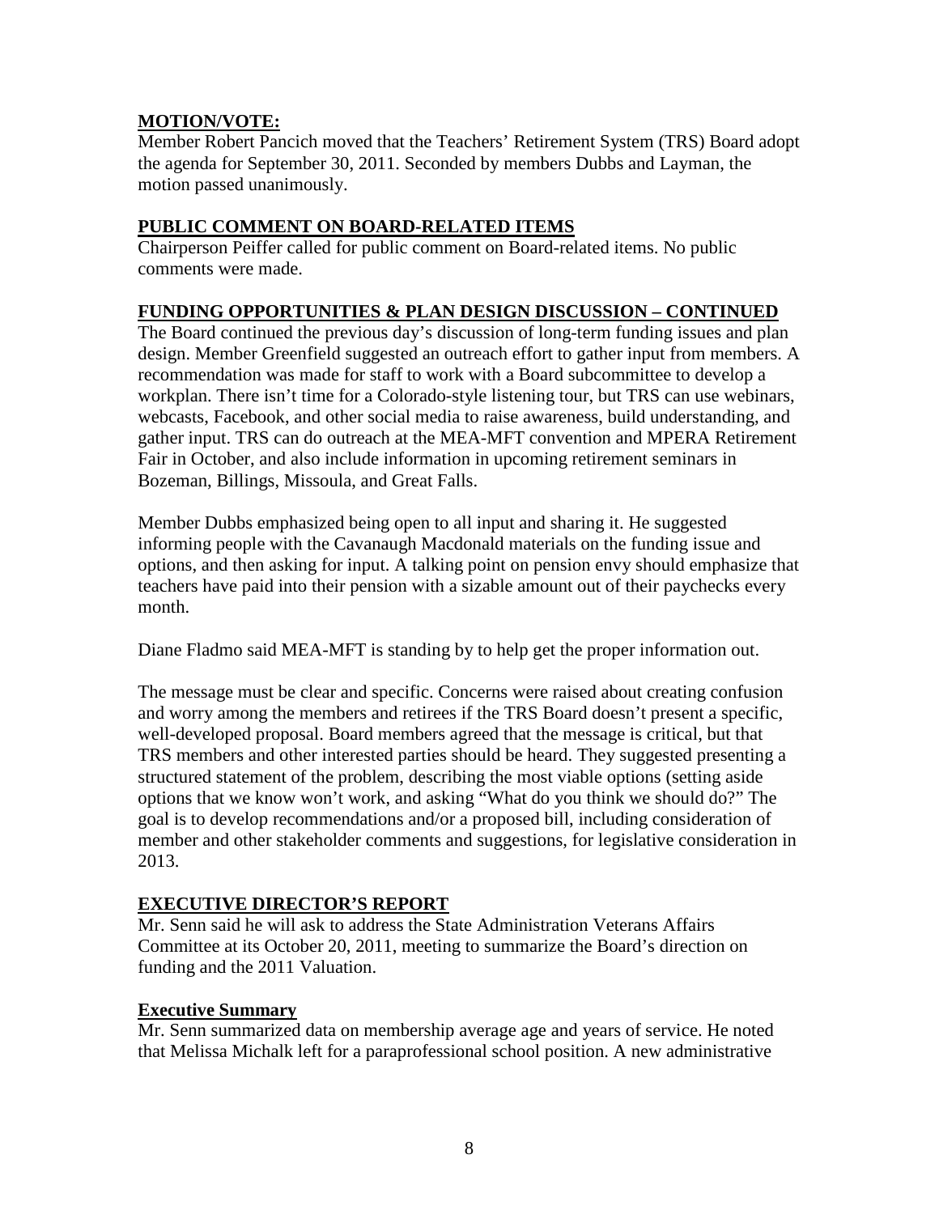**MOTION/VOTE:**

Member Robert Pancich moved that the Teachers' Retirement System (TRS) Board adopt the agenda for September 30, 2011. Seconded by members Dubbs and Layman, the motion passed unanimously.

**PUBLIC COMMENT ON BOARD-RELATED ITEMS**

Chairperson Peiffer called for public comment on Board-related items. No public comments were made.

**FUNDING OPPORTUNITIES & PLAN DESIGN DISCUSSION – CONTINUED**

The Board continued the previous day's discussion of long-term funding issues and plan design. Member Greenfield suggested an outreach effort to gather input from members. A recommendation was made for staff to work with a Board subcommittee to develop a workplan. There isn't time for a Colorado-style listening tour, but TRS can use webinars, webcasts, Facebook, and other social media to raise awareness, build understanding, and gather input. TRS can do outreach at the MEA-MFT convention and MPERA Retirement Fair in October, and also include information in upcoming retirement seminars in Bozeman, Billings, Missoula, and Great Falls.

Member Dubbs emphasized being open to all input and sharing it. He suggested informing people with the Cavanaugh Macdonald materials on the funding issue and options, and then asking for input. A talking point on pension envy should emphasize that teachers have paid into their pension with a sizable amount out of their paychecks every month.

Diane Fladmo said MEA-MFT is standing by to help get the proper information out.

The message must be clear and specific. Concerns were raised about creating confusion and worry among the members and retirees if the TRS Board doesn't present a specific, well-developed proposal. Board members agreed that the message is critical, but that TRS members and other interested parties should be heard. They suggested presenting a structured statement of the problem, describing the most viable options (setting aside options that we know won't work, and asking "What do you think we should do?" The goal is to develop recommendations and/or a proposed bill, including consideration of member and other stakeholder comments and suggestions, for legislative consideration in 2013.

**EXECUTIVE DIRECTOR'S REPORT**

Mr. Senn said he will ask to address the State Administration Veterans Affairs Committee at its October 20, 2011, meeting to summarize the Board's direction on funding and the 2011 Valuation.

**Executive Summary**

Mr. Senn summarized data on membership average age and years of service. He noted that Melissa Michalk left for a paraprofessional school position. A new administrative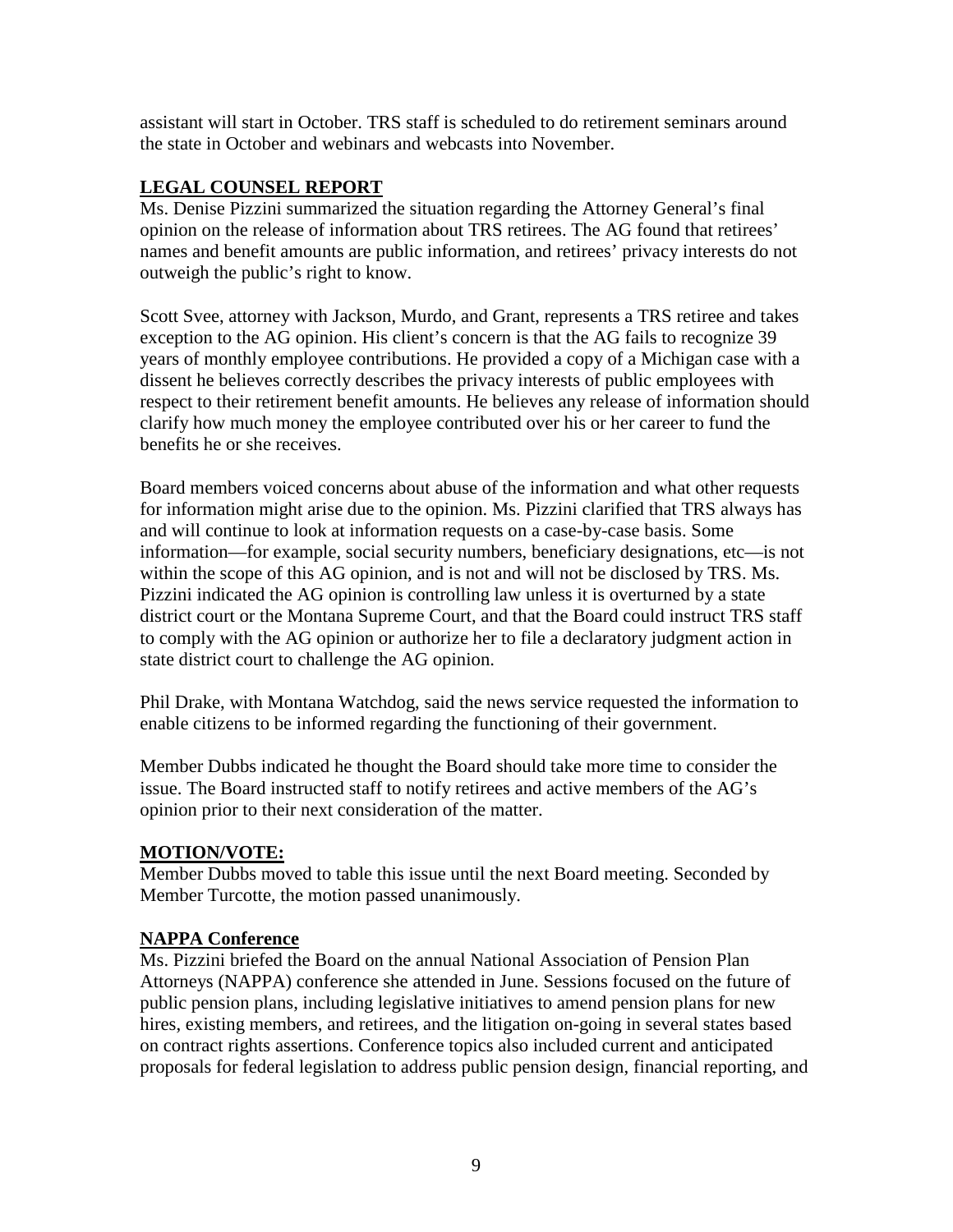assistant will start in October. TRS staff is scheduled to do retirement seminars around the state in October and webinars and webcasts into November.

**LEGAL COUNSEL REPORT**

Ms. Denise Pizzini summarized the situation regarding the Attorney General's final opinion on the release of information about TRS retirees. The AG found that retirees' names and benefit amounts are public information, and retirees' privacy interests do not outweigh the public's right to know.

Scott Svee, attorney with Jackson, Murdo, and Grant, represents a TRS retiree and takes exception to the AG opinion. His client's concern is that the AG fails to recognize 39 years of monthly employee contributions. He provided a copy of a Michigan case with a dissent he believes correctly describes the privacy interests of public employees with respect to their retirement benefit amounts. He believes any release of information should clarify how much money the employee contributed over his or her career to fund the benefits he or she receives.

Board members voiced concerns about abuse of the information and what other requests for information might arise due to the opinion. Ms. Pizzini clarified that TRS always has and will continue to look at information requests on a case-by-case basis. Some information—for example, social security numbers, beneficiary designations, etc—is not within the scope of this AG opinion, and is not and will not be disclosed by TRS. Ms. Pizzini indicated the AG opinion is controlling law unless it is overturned by a state district court or the Montana Supreme Court, and that the Board could instruct TRS staff to comply with the AG opinion or authorize her to file a declaratory judgment action in state district court to challenge the AG opinion.

Phil Drake, with Montana Watchdog, said the news service requested the information to enable citizens to be informed regarding the functioning of their government.

Member Dubbs indicated he thought the Board should take more time to consider the issue. The Board instructed staff to notify retirees and active members of the AG's opinion prior to their next consideration of the matter.

**MOTION/VOTE:**

Member Dubbs moved to table this issue until the next Board meeting. Seconded by Member Turcotte, the motion passed unanimously.

**NAPPA Conference**

Ms. Pizzini briefed the Board on the annual National Association of Pension Plan Attorneys (NAPPA) conference she attended in June. Sessions focused on the future of public pension plans, including legislative initiatives to amend pension plans for new hires, existing members, and retirees, and the litigation on-going in several states based on contract rights assertions. Conference topics also included current and anticipated proposals for federal legislation to address public pension design, financial reporting, and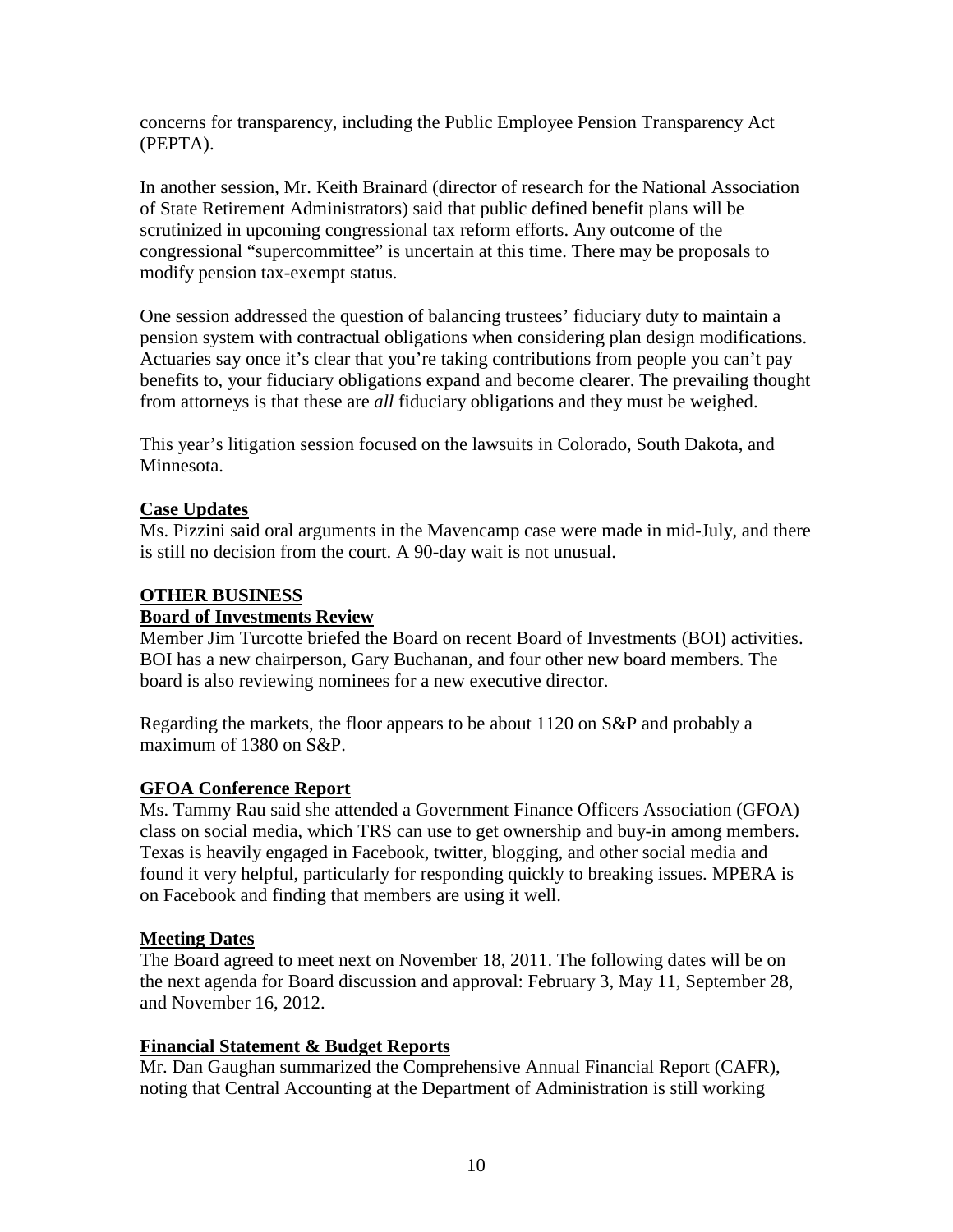concerns for transparency, including the Public Employee Pension Transparency Act (PEPTA).

In another session, Mr. Keith Brainard (director of research for the National Association of State Retirement Administrators) said that public defined benefit plans will be scrutinized in upcoming congressional tax reform efforts. Any outcome of the congressional "supercommittee" is uncertain at this time. There may be proposals to modify pension tax-exempt status.

One session addressed the question of balancing trustees' fiduciary duty to maintain a pension system with contractual obligations when considering plan design modifications. Actuaries say once it's clear that you're taking contributions from people you can't pay benefits to, your fiduciary obligations expand and become clearer. The prevailing thought from attorneys is that these are *all* fiduciary obligations and they must be weighed.

This year's litigation session focused on the lawsuits in Colorado, South Dakota, and Minnesota.

**Case Updates**

Ms. Pizzini said oral arguments in the Mavencamp case were made in mid-July, and there is still no decision from the court. A 90-day wait is not unusual.

## OTHER BUSINESS

**Board of Investments Review**

Member Jim Turcotte briefed the Board on recent Board of Investments (BOI) activities. BOI has a new chairperson, Gary Buchanan, and four other new board members. The board is also reviewing nominees for a new executive director.

Regarding the markets, the floor appears to be about 1120 on S&P and probably a maximum of 1380 on S&P.

**GFOA Conference Report**

Ms. Tammy Rau said she attended a Government Finance Officers Association (GFOA) class on social media, which TRS can use to get ownership and buy-in among members. Texas is heavily engaged in Facebook, twitter, blogging, and other social media and found it very helpful, particularly for responding quickly to breaking issues. MPERA is on Facebook and finding that members are using it well.

**Meeting Dates**

The Board agreed to meet next on November 18, 2011. The following dates will be on the next agenda for Board discussion and approval: February 3, May 11, September 28, and November 16, 2012.

**Financial Statement & Budget Reports**

Mr. Dan Gaughan summarized the Comprehensive Annual Financial Report (CAFR), noting that Central Accounting at the Department of Administration is still working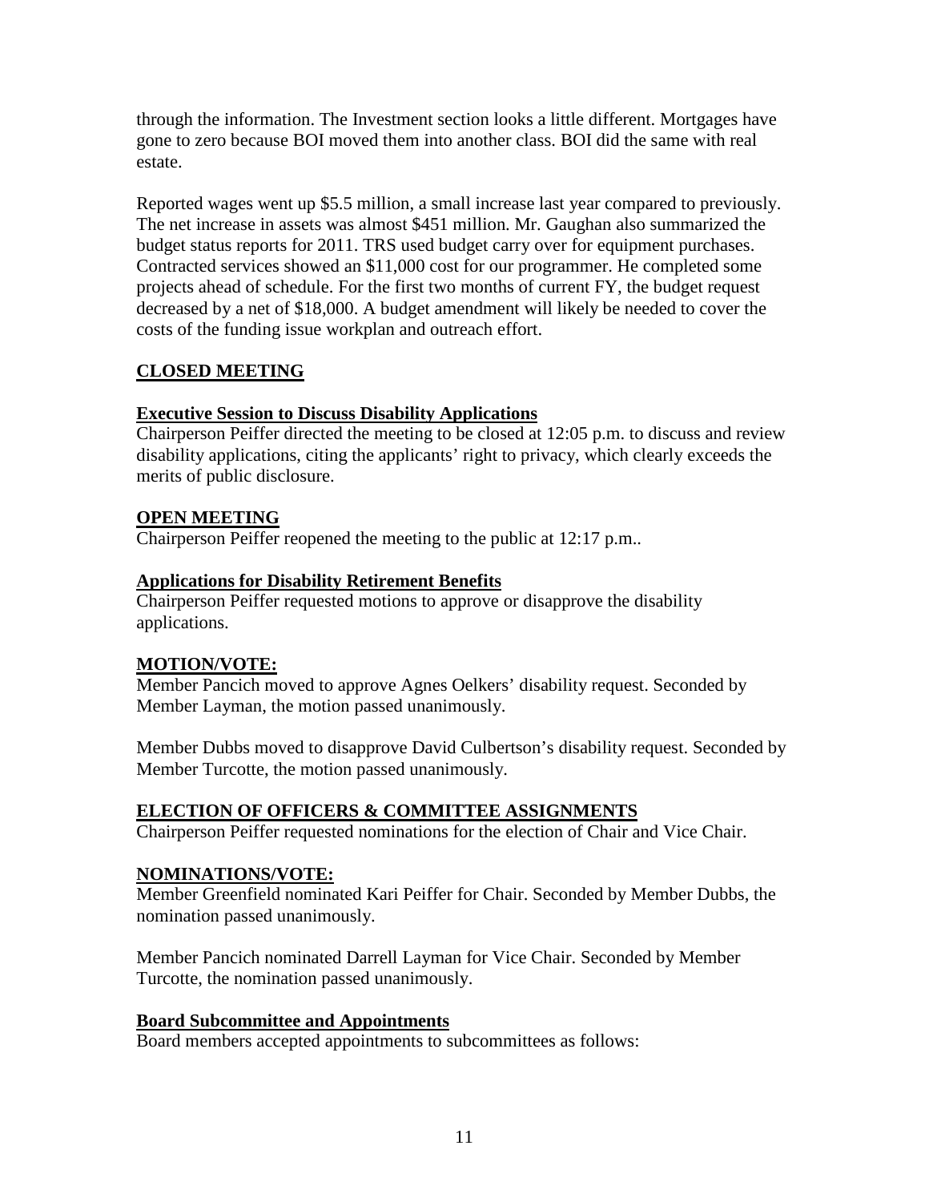through the information. The Investment section looks a little different. Mortgages have gone to zero because BOI moved them into another class. BOI did the same with real estate.

Reported wages went up \$5.5 million, a small increase last year compared to previously. The net increase in assets was almost \$451 million. Mr. Gaughan also summarized the budget status reports for 2011. TRS used budget carry over for equipment purchases. Contracted services showed an \$11,000 cost for our programmer. He completed some projects ahead of schedule. For the first two months of current FY, the budget request decreased by a net of \$18,000. A budget amendment will likely be needed to cover the costs of the funding issue workplan and outreach effort.

## CLOSED MEETING

### Executive Session to Discuss Disability Applications

Chairperson Peiffer directed the meeting to be closed at 12:05 p.m. to discuss and review disability applications, citing the applicants' right to privacy, which clearly exceeds the merits of public disclosure.

## OPEN MEETING

Chairperson Peiffer reopened the meeting to the public at 12:17 p.m..

### Applications for Disability Retirement Benefits

Chairperson Peiffer requested motions to approve or disapprove the disability applications.

## MOTION/VOTE:

Member Pancich moved to approve Agnes Oelkers' disability request. Seconded by Member Layman, the motion passed unanimously.

Member Dubbs moved to disapprove David Culbertson's disability request. Seconded by Member Turcotte, the motion passed unanimously.

## ELECTION OF OFFICERS & COMMITTEE ASSIGNMENTS

Chairperson Peiffer requested nominations for the election of Chair and Vice Chair.

## NOMINATIONS/VOTE:

Member Greenfield nominated Kari Peiffer for Chair. Seconded by Member Dubbs, the nomination passed unanimously.

Member Pancich nominated Darrell Layman for Vice Chair. Seconded by Member Turcotte, the nomination passed unanimously.

### Board Subcommittee and Appointments

Board members accepted appointments to subcommittees as follows: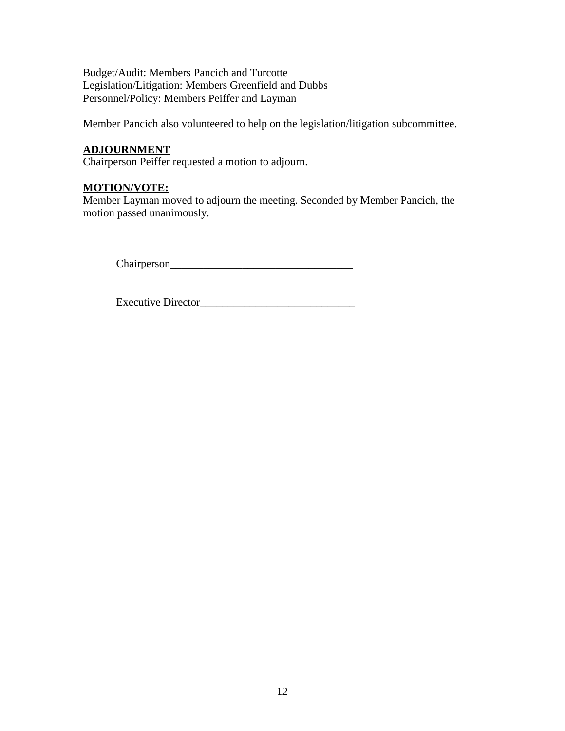Budget/Audit: Members Pancich and Turcotte
Legislation/Litigation: Members Greenfield and Dubbs
Personnel/Policy: Members Peiffer and Layman

Member Pancich also volunteered to help on the legislation/litigation subcommittee.

**ADJOURNMENT**
Chairperson Peiffer requested a motion to adjourn.

**MOTION/VOTE:**
Member Layman moved to adjourn the meeting. Seconded by Member Pancich, the motion passed unanimously.

Chairperson_________________________________

Executive Director____________________________